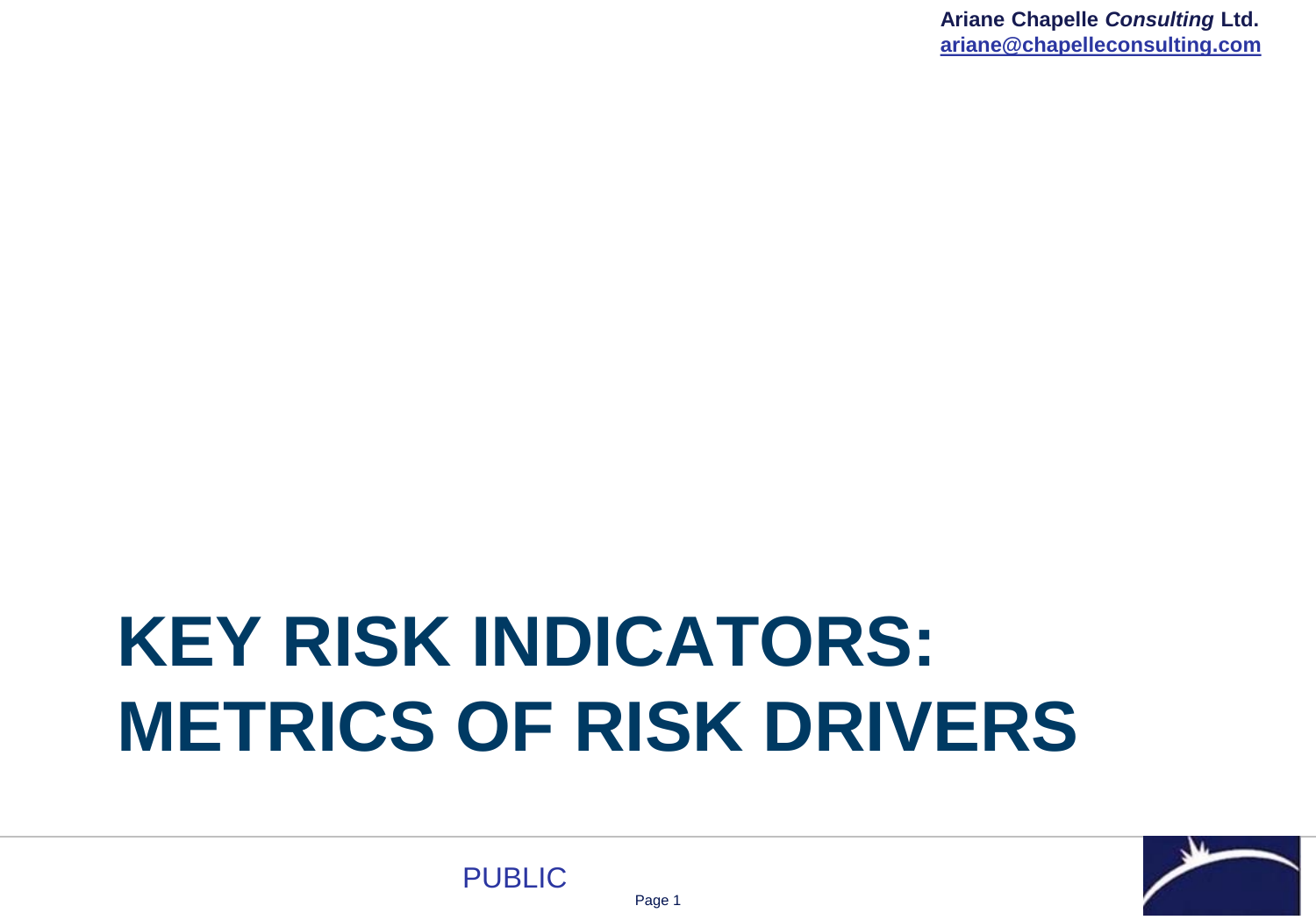**Ariane Chapelle *Consulting* Ltd.**
**[ariane@chapelleconsulting.com](mailto:ariane@chapelleconsulting.com)**

# KEY RISK INDICATORS: METRICS OF RISK DRIVERS

PUBLIC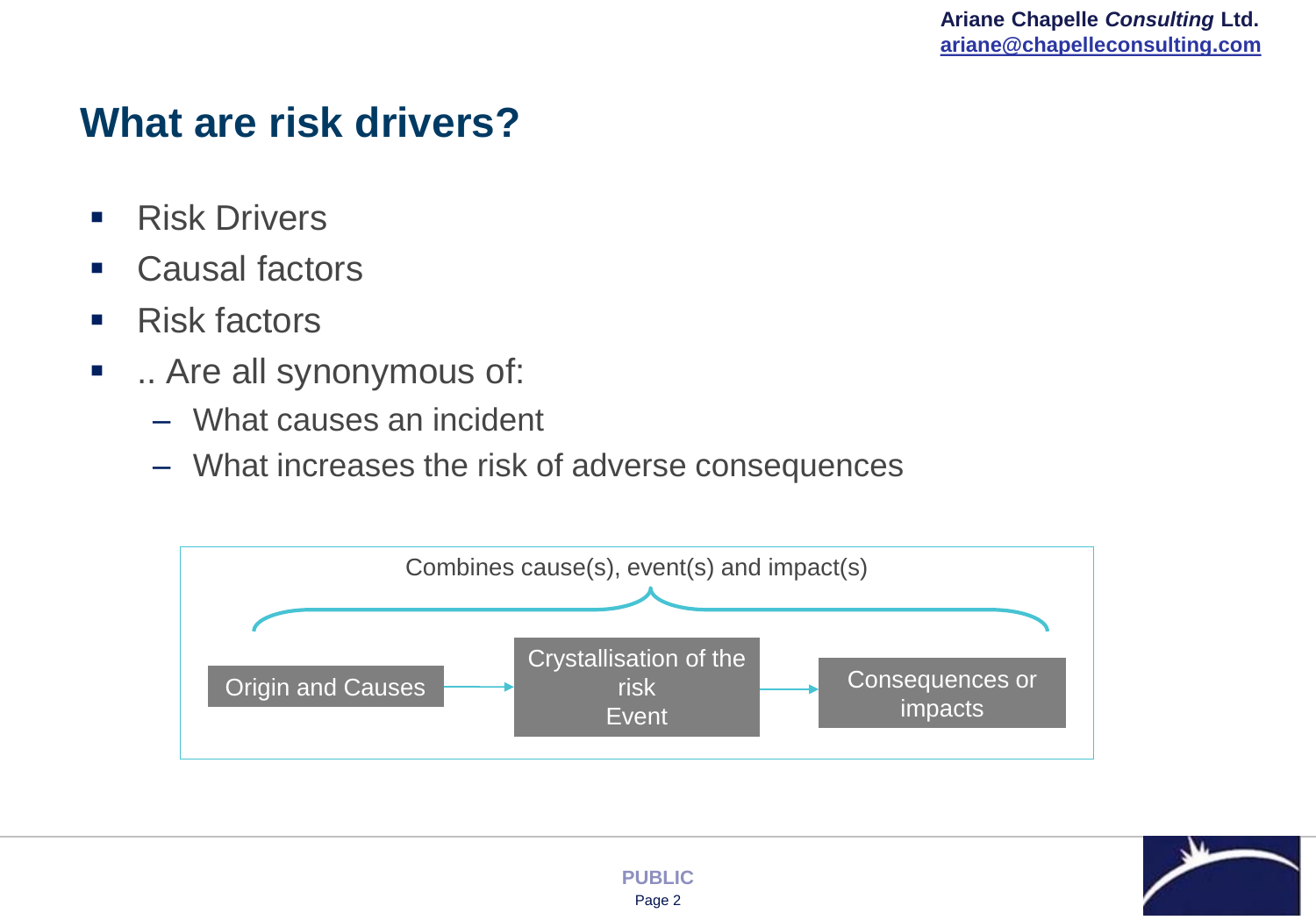# What are risk drivers?

- Risk Drivers
- Causal factors
- Risk factors
- .. Are all synonymous of:
  - What causes an incident
  - What increases the risk of adverse consequences

Combines cause(s), event(s) and impact(s)

Origin and Causes → Crystallisation of the risk Event → Consequences or impacts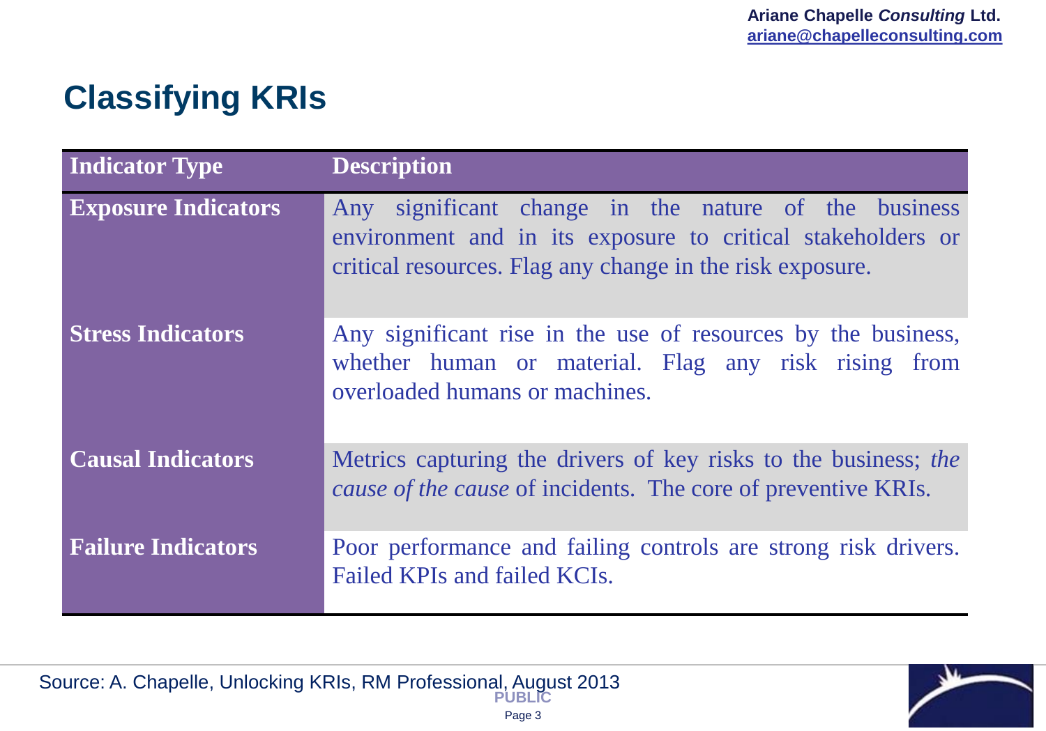# Classifying KRIs

| Indicator Type | Description |
|---|---|
| **Exposure Indicators** | Any significant change in the nature of the business environment and in its exposure to critical stakeholders or critical resources. Flag any change in the risk exposure. |
| **Stress Indicators** | Any significant rise in the use of resources by the business, whether human or material. Flag any risk rising from overloaded humans or machines. |
| **Causal Indicators** | Metrics capturing the drivers of key risks to the business; *the cause of the cause* of incidents. The core of preventive KRIs. |
| **Failure Indicators** | Poor performance and failing controls are strong risk drivers. Failed KPIs and failed KCIs. |

Source: A. Chapelle, Unlocking KRIs, RM Professional, August 2013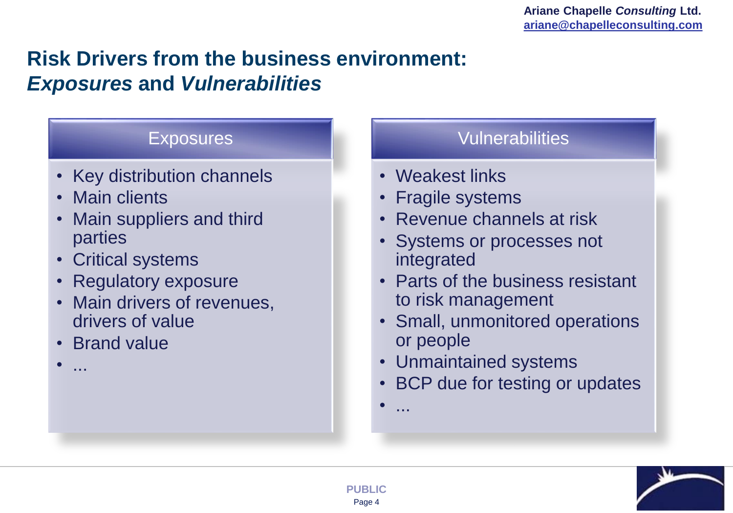# Risk Drivers from the business environment: *Exposures* and *Vulnerabilities*

## Exposures

- Key distribution channels
- Main clients
- Main suppliers and third parties
- Critical systems
- Regulatory exposure
- Main drivers of revenues, drivers of value
- Brand value
- ...

## Vulnerabilities

- Weakest links
- Fragile systems
- Revenue channels at risk
- Systems or processes not integrated
- Parts of the business resistant to risk management
- Small, unmonitored operations or people
- Unmaintained systems
- BCP due for testing or updates
- ...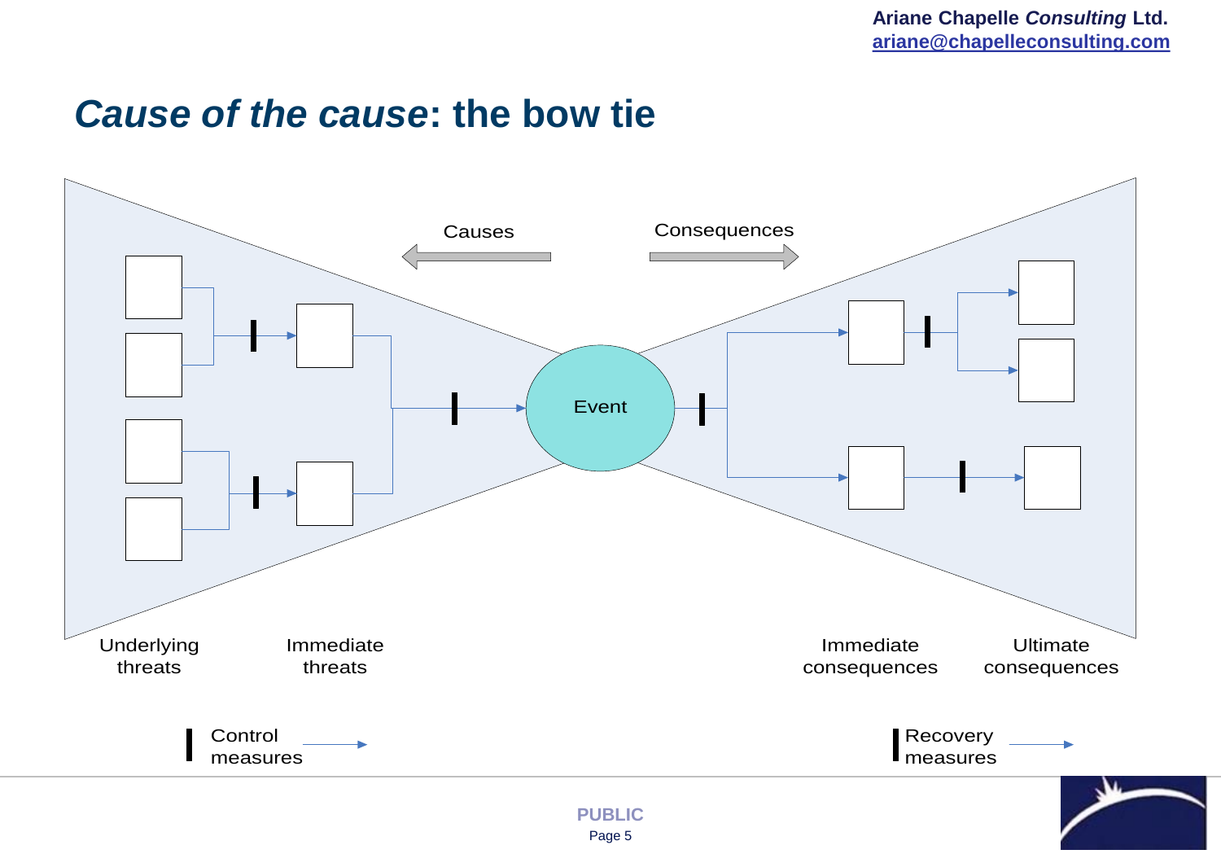# *Cause of the cause*: the bow tie

Causes

Consequences

Event

Underlying threats

Immediate threats

Immediate consequences

Ultimate consequences

Control measures

Recovery measures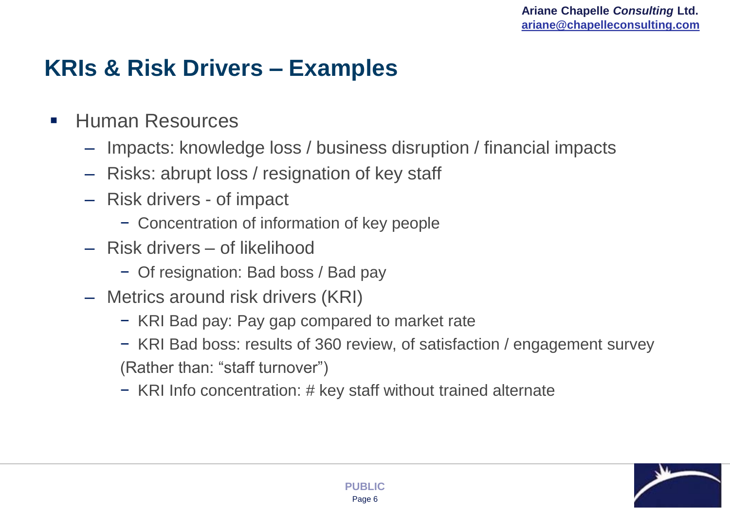# KRIs & Risk Drivers – Examples

- Human Resources
  - Impacts: knowledge loss / business disruption / financial impacts
  - Risks: abrupt loss / resignation of key staff
  - Risk drivers - of impact
    - Concentration of information of key people
  - Risk drivers – of likelihood
    - Of resignation: Bad boss / Bad pay
  - Metrics around risk drivers (KRI)
    - KRI Bad pay: Pay gap compared to market rate
    - KRI Bad boss: results of 360 review, of satisfaction / engagement survey (Rather than: "staff turnover")
    - KRI Info concentration: # key staff without trained alternate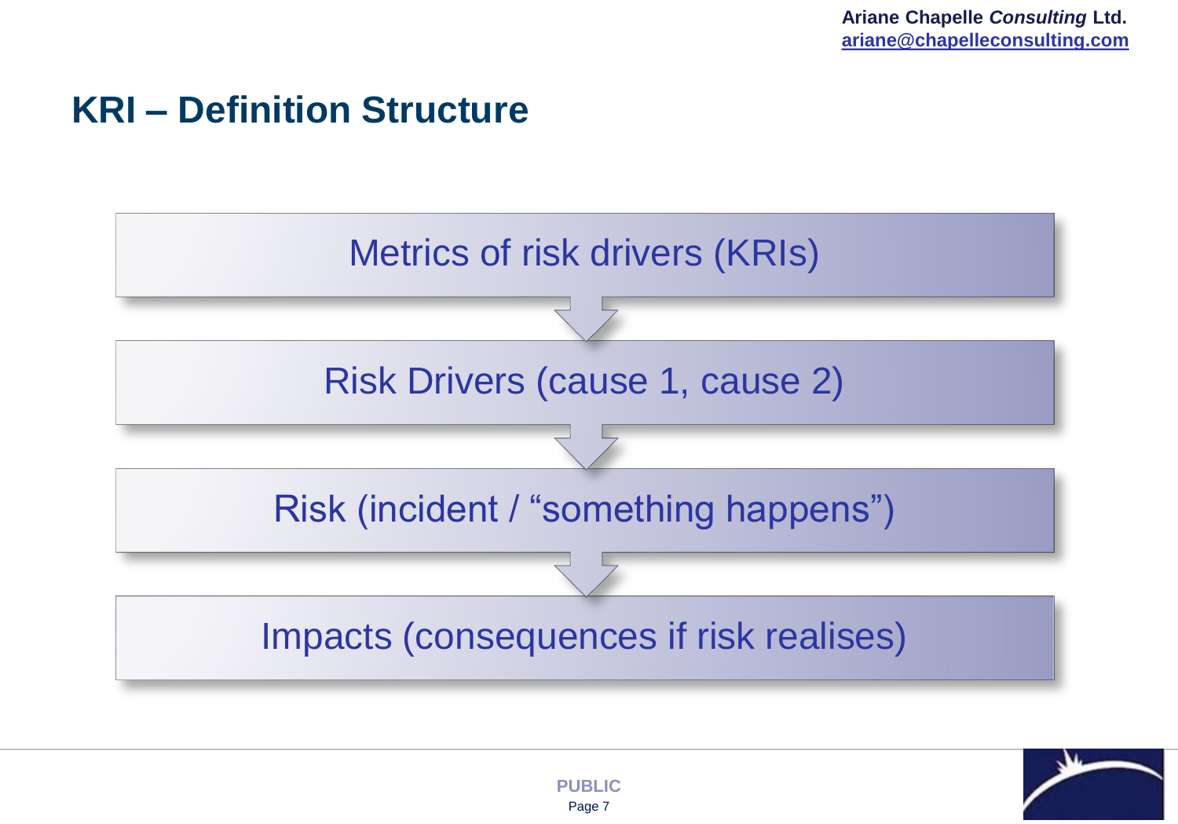# KRI – Definition Structure

Metrics of risk drivers (KRIs)

↓

Risk Drivers (cause 1, cause 2)

↓

Risk (incident / "something happens")

↓

Impacts (consequences if risk realises)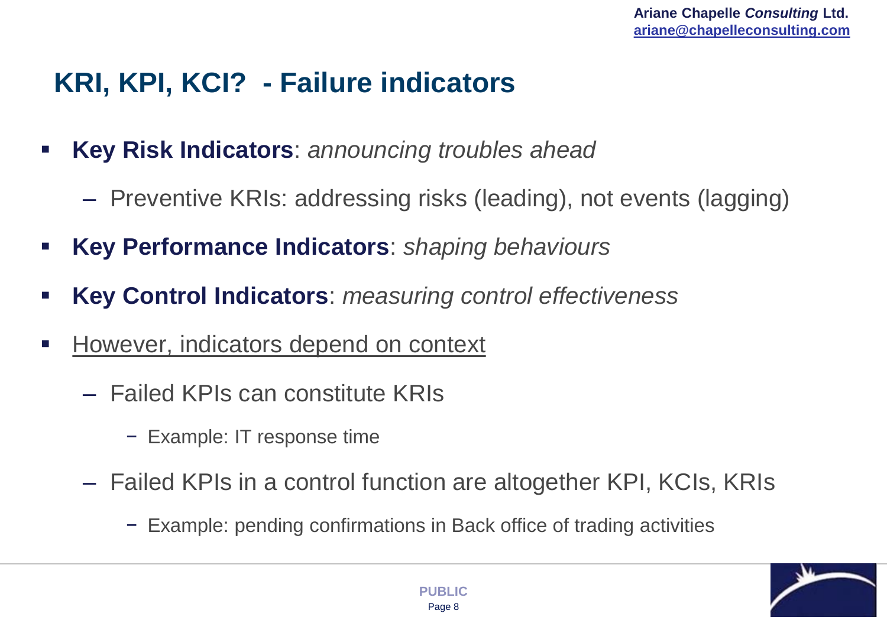# KRI, KPI, KCI? - Failure indicators

- **Key Risk Indicators**: *announcing troubles ahead*
  - Preventive KRIs: addressing risks (leading), not events (lagging)
- **Key Performance Indicators**: *shaping behaviours*
- **Key Control Indicators**: *measuring control effectiveness*
- <u>However, indicators depend on context</u>
  - Failed KPIs can constitute KRIs
    - Example: IT response time
  - Failed KPIs in a control function are altogether KPI, KCIs, KRIs
    - Example: pending confirmations in Back office of trading activities

PUBLIC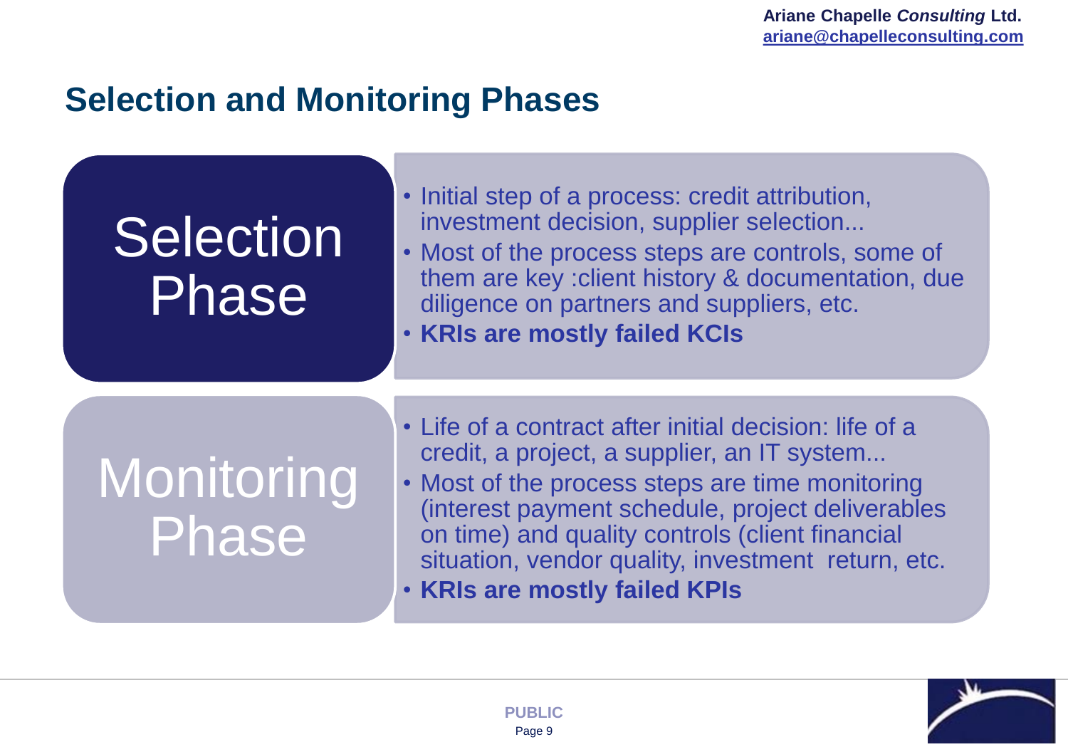## Selection and Monitoring Phases

### Selection Phase

- Initial step of a process: credit attribution, investment decision, supplier selection...
- Most of the process steps are controls, some of them are key :client history & documentation, due diligence on partners and suppliers, etc.
- **KRIs are mostly failed KCIs**

### Monitoring Phase

- Life of a contract after initial decision: life of a credit, a project, a supplier, an IT system...
- Most of the process steps are time monitoring (interest payment schedule, project deliverables on time) and quality controls (client financial situation, vendor quality, investment return, etc.
- **KRIs are mostly failed KPIs**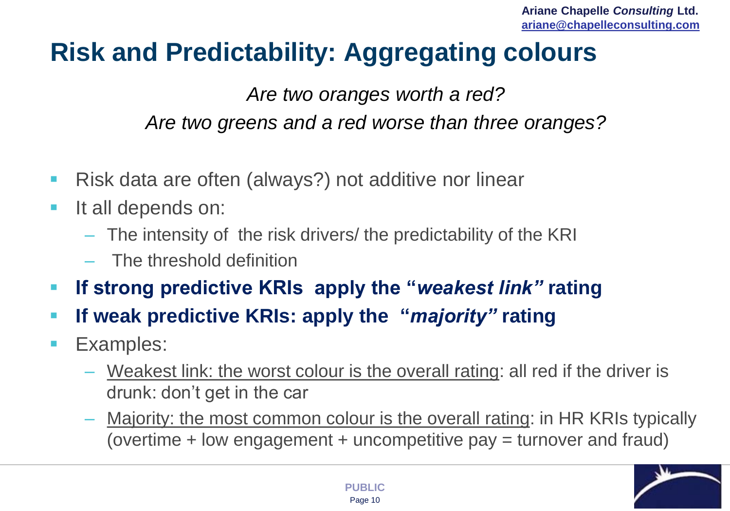# Risk and Predictability: Aggregating colours

*Are two oranges worth a red?*

*Are two greens and a red worse than three oranges?*

- Risk data are often (always?) not additive nor linear
- It all depends on:
  - The intensity of the risk drivers/ the predictability of the KRI
  - The threshold definition
- **If strong predictive KRIs apply the "*weakest link*" rating**
- **If weak predictive KRIs: apply the "*majority*" rating**
- Examples:
  - Weakest link: the worst colour is the overall rating: all red if the driver is drunk: don't get in the car
  - Majority: the most common colour is the overall rating: in HR KRIs typically (overtime + low engagement + uncompetitive pay = turnover and fraud)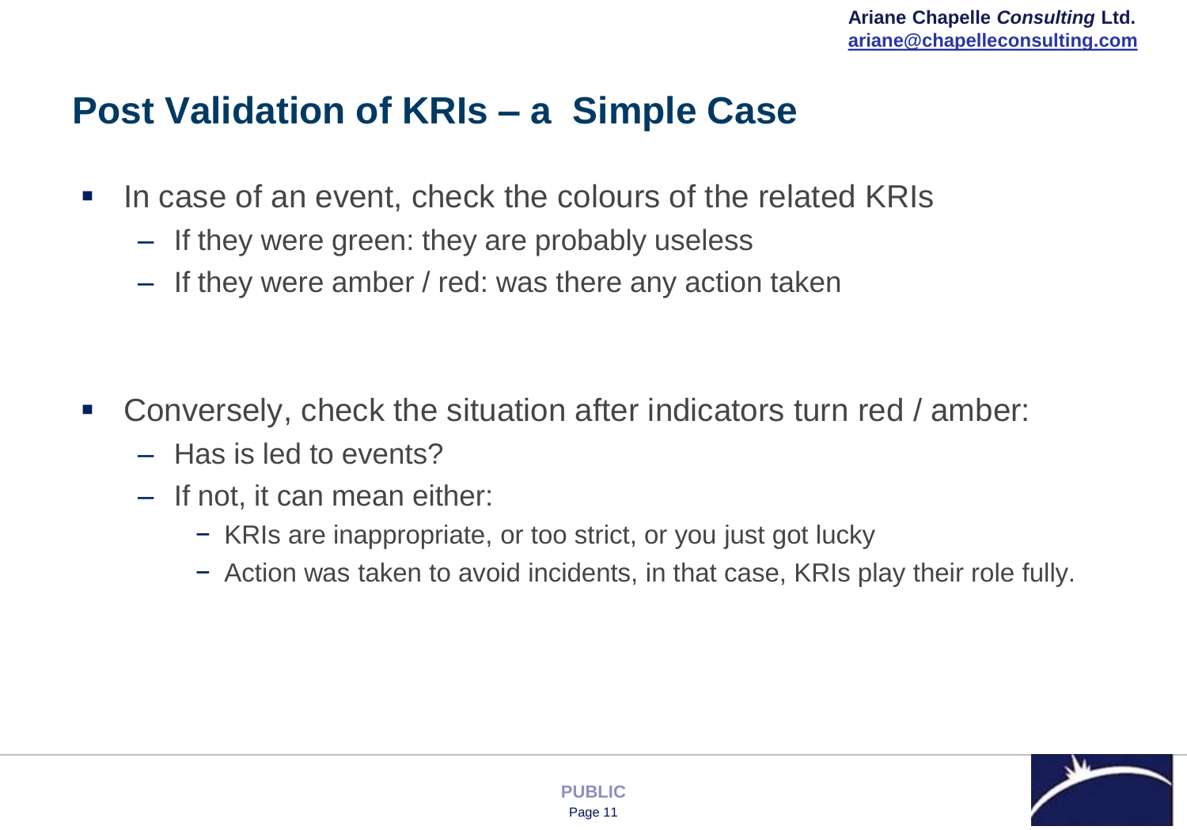# Post Validation of KRIs – a Simple Case

- In case of an event, check the colours of the related KRIs
  - If they were green: they are probably useless
  - If they were amber / red: was there any action taken

- Conversely, check the situation after indicators turn red / amber:
  - Has is led to events?
  - If not, it can mean either:
    - KRIs are inappropriate, or too strict, or you just got lucky
    - Action was taken to avoid incidents, in that case, KRIs play their role fully.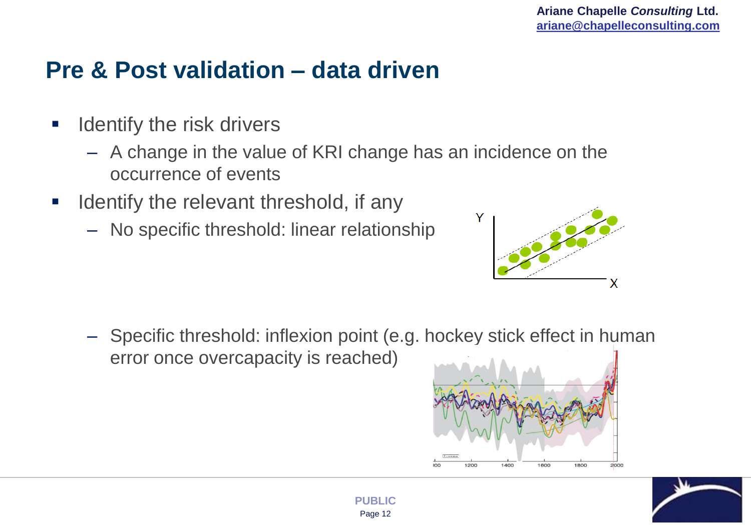# Pre & Post validation – data driven

- Identify the risk drivers
  - A change in the value of KRI change has an incidence on the occurrence of events
- Identify the relevant threshold, if any
  - No specific threshold: linear relationship
  - Specific threshold: inflexion point (e.g. hockey stick effect in human error once overcapacity is reached)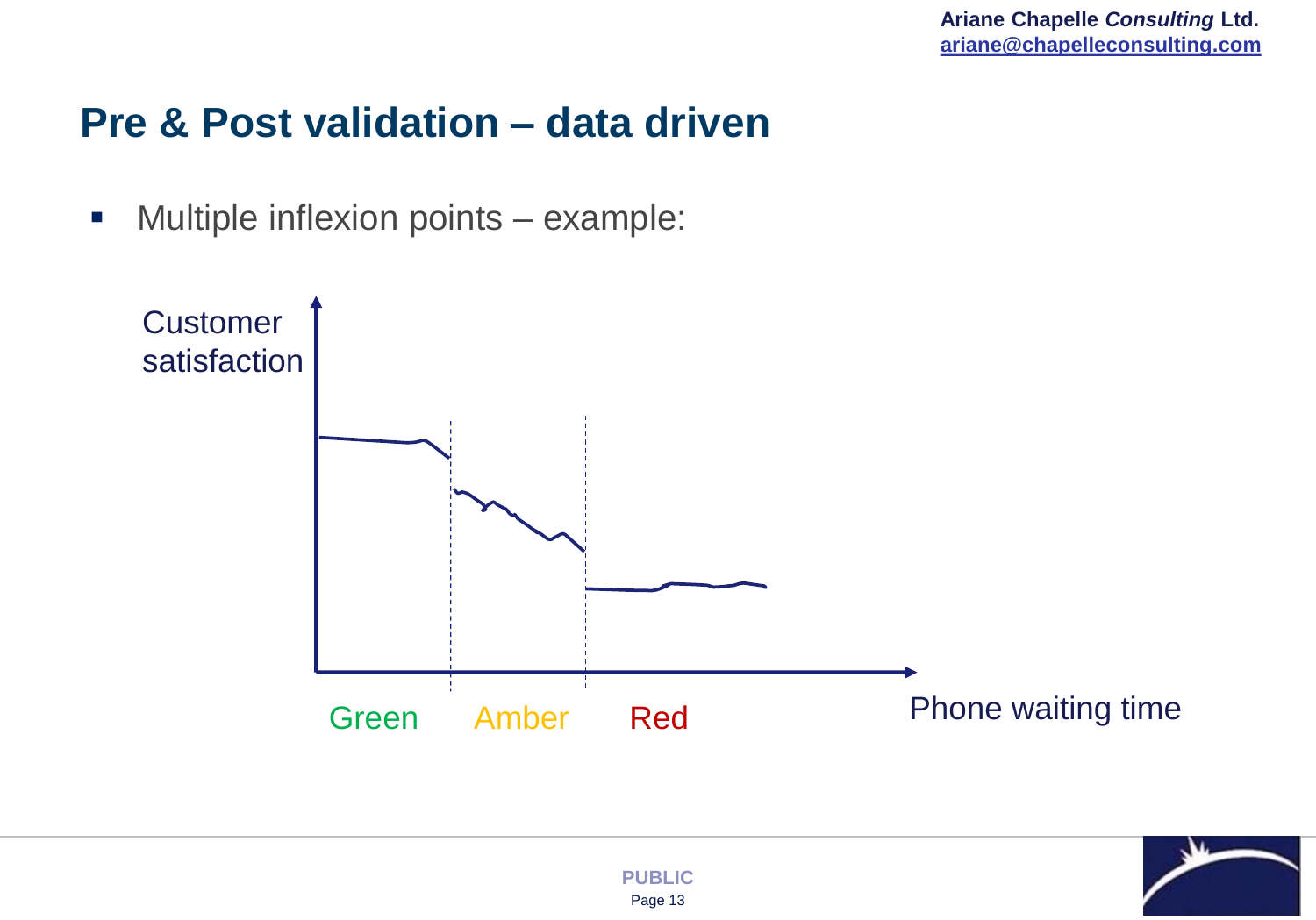## Pre & Post validation – data driven

- Multiple inflexion points – example:

Customer satisfaction

Green  Amber  Red

Phone waiting time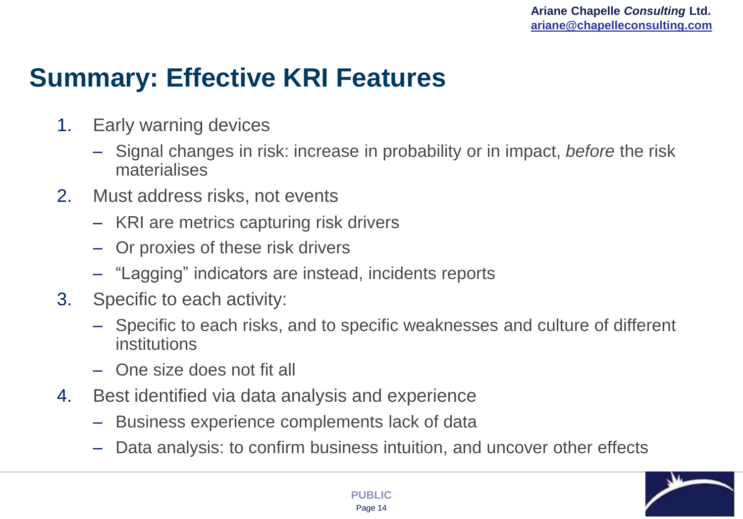# Summary: Effective KRI Features

1. Early warning devices
   - Signal changes in risk: increase in probability or in impact, *before* the risk materialises
2. Must address risks, not events
   - KRI are metrics capturing risk drivers
   - Or proxies of these risk drivers
   - "Lagging" indicators are instead, incidents reports
3. Specific to each activity:
   - Specific to each risks, and to specific weaknesses and culture of different institutions
   - One size does not fit all
4. Best identified via data analysis and experience
   - Business experience complements lack of data
   - Data analysis: to confirm business intuition, and uncover other effects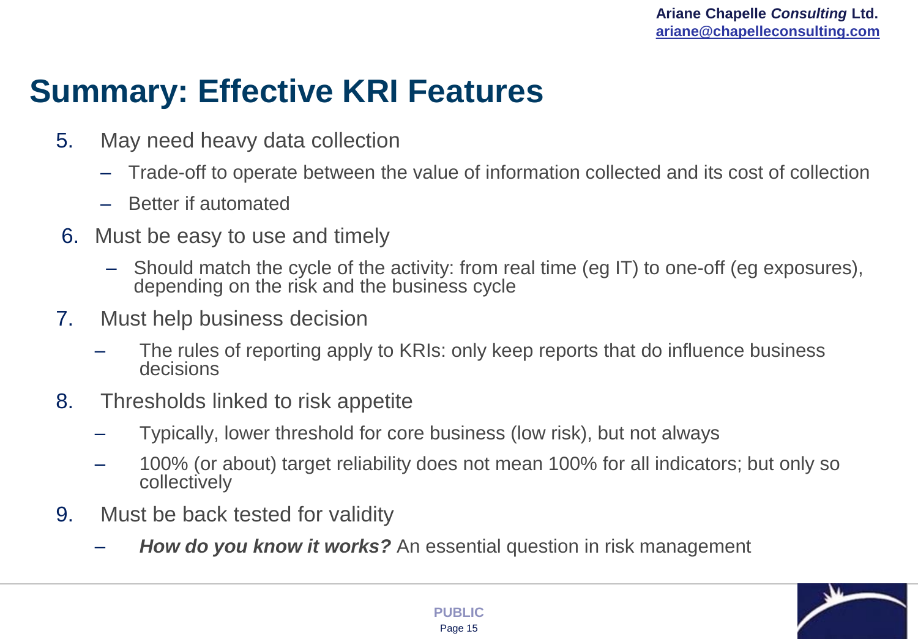# Summary: Effective KRI Features

5. May need heavy data collection
   - Trade-off to operate between the value of information collected and its cost of collection
   - Better if automated
6. Must be easy to use and timely
   - Should match the cycle of the activity: from real time (eg IT) to one-off (eg exposures), depending on the risk and the business cycle
7. Must help business decision
   - The rules of reporting apply to KRIs: only keep reports that do influence business decisions
8. Thresholds linked to risk appetite
   - Typically, lower threshold for core business (low risk), but not always
   - 100% (or about) target reliability does not mean 100% for all indicators; but only so collectively
9. Must be back tested for validity
   - ***How do you know it works?*** An essential question in risk management